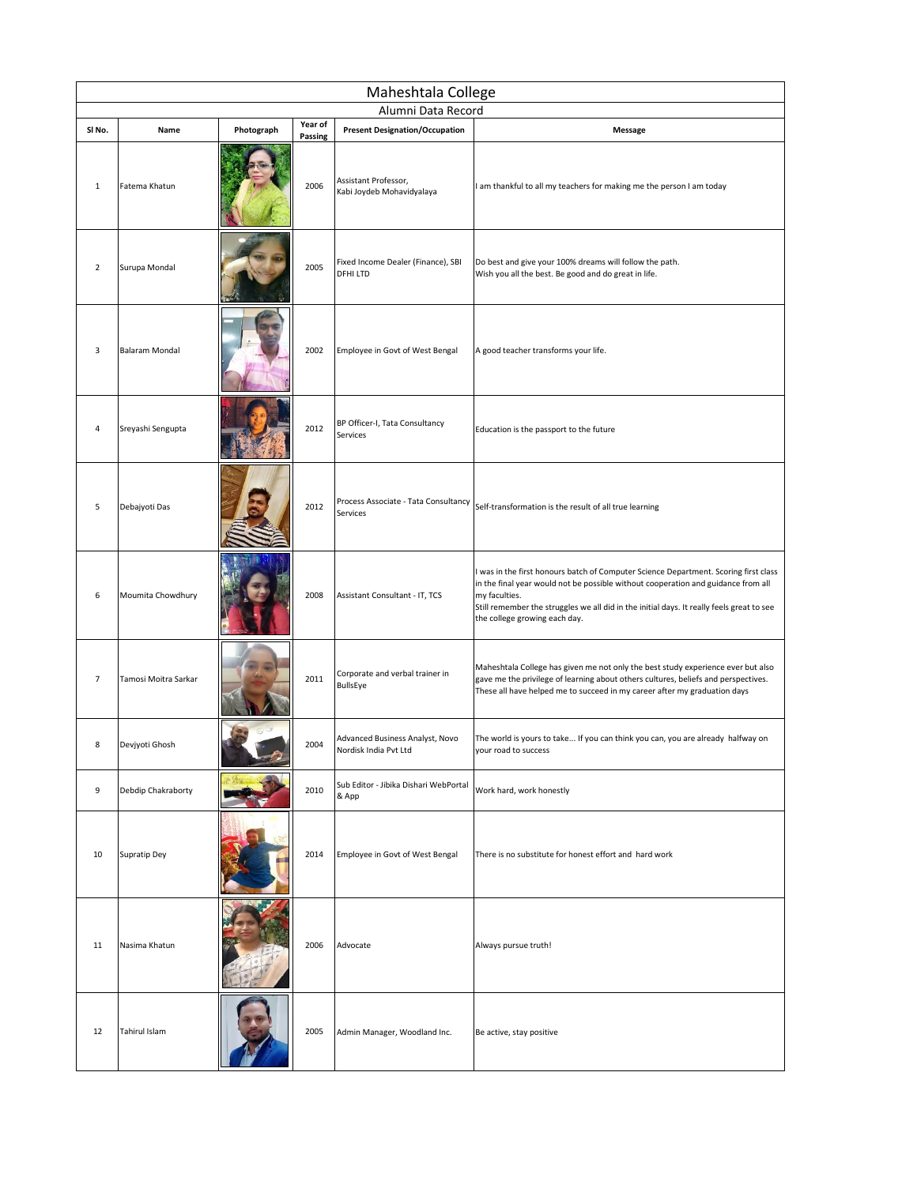# Maheshtala College

## Alumni Data Record

| Sl No. | Name | Photograph | Year of Passing | Present Designation/Occupation | Message |
|---|---|---|---|---|---|
| 1 | Fatema Khatun | | 2006 | Assistant Professor, Kabi Joydeb Mohavidyalaya | I am thankful to all my teachers for making me the person I am today |
| 2 | Surupa Mondal | | 2005 | Fixed Income Dealer (Finance), SBI DFHI LTD | Do best and give your 100% dreams will follow the path. Wish you all the best. Be good and do great in life. |
| 3 | Balaram Mondal | | 2002 | Employee in Govt of West Bengal | A good teacher transforms your life. |
| 4 | Sreyashi Sengupta | | 2012 | BP Officer-I, Tata Consultancy Services | Education is the passport to the future |
| 5 | Debajyoti Das | | 2012 | Process Associate - Tata Consultancy Services | Self-transformation is the result of all true learning |
| 6 | Moumita Chowdhury | | 2008 | Assistant Consultant - IT, TCS | I was in the first honours batch of Computer Science Department. Scoring first class in the final year would not be possible without cooperation and guidance from all my faculties. Still remember the struggles we all did in the initial days. It really feels great to see the college growing each day. |
| 7 | Tamosi Moitra Sarkar | | 2011 | Corporate and verbal trainer in BullsEye | Maheshtala College has given me not only the best study experience ever but also gave me the privilege of learning about others cultures, beliefs and perspectives. These all have helped me to succeed in my career after my graduation days |
| 8 | Devjyoti Ghosh | | 2004 | Advanced Business Analyst, Novo Nordisk India Pvt Ltd | The world is yours to take... If you can think you can, you are already halfway on your road to success |
| 9 | Debdip Chakraborty | | 2010 | Sub Editor - Jibika Dishari WebPortal & App | Work hard, work honestly |
| 10 | Supratip Dey | | 2014 | Employee in Govt of West Bengal | There is no substitute for honest effort and hard work |
| 11 | Nasima Khatun | | 2006 | Advocate | Always pursue truth! |
| 12 | Tahirul Islam | | 2005 | Admin Manager, Woodland Inc. | Be active, stay positive |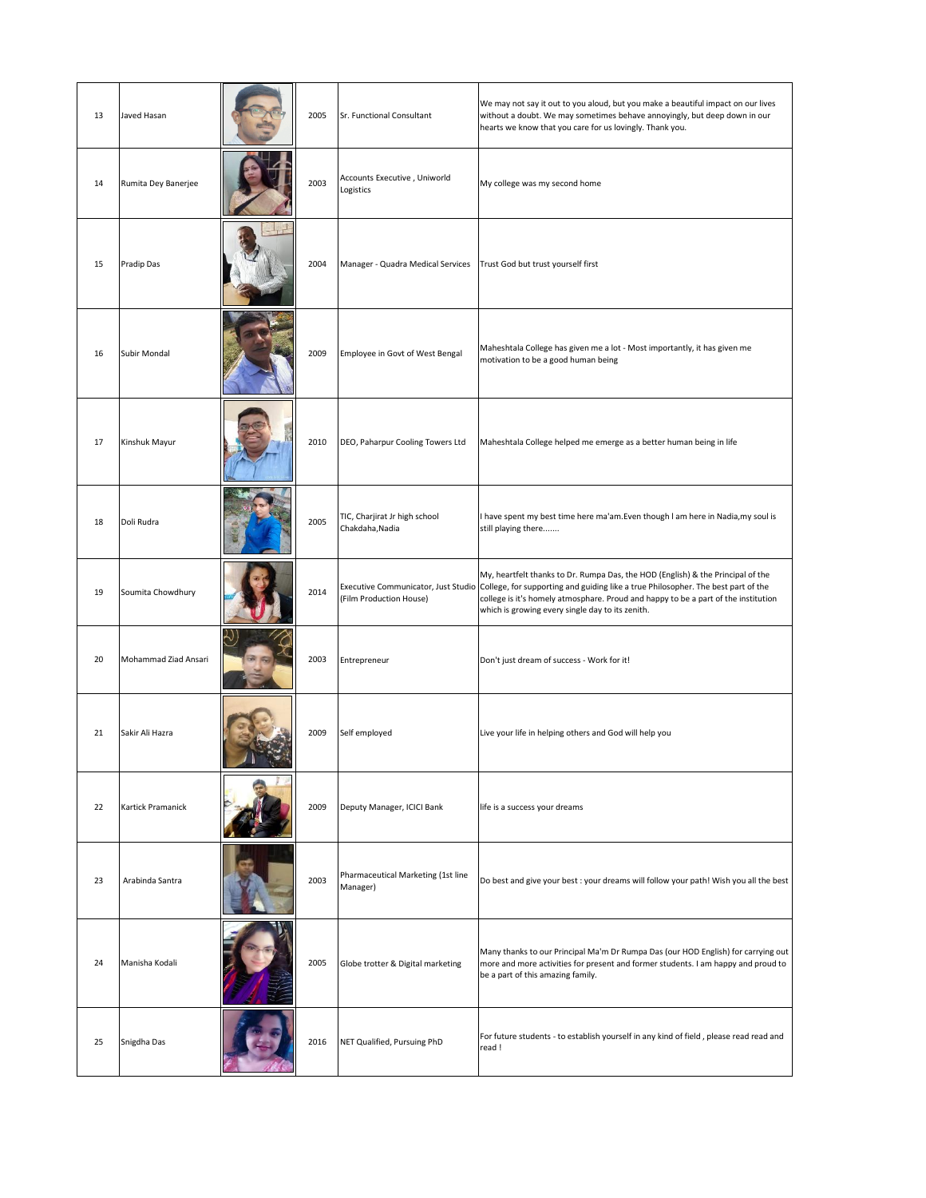| 13 | Javed Hasan | | 2005 | Sr. Functional Consultant | We may not say it out to you aloud, but you make a beautiful impact on our lives without a doubt. We may sometimes behave annoyingly, but deep down in our hearts we know that you care for us lovingly. Thank you. |
|---|---|---|---|---|---|
| 14 | Rumita Dey Banerjee | | 2003 | Accounts Executive , Uniworld Logistics | My college was my second home |
| 15 | Pradip Das | | 2004 | Manager - Quadra Medical Services | Trust God but trust yourself first |
| 16 | Subir Mondal | | 2009 | Employee in Govt of West Bengal | Maheshtala College has given me a lot - Most importantly, it has given me motivation to be a good human being |
| 17 | Kinshuk Mayur | | 2010 | DEO, Paharpur Cooling Towers Ltd | Maheshtala College helped me emerge as a better human being in life |
| 18 | Doli Rudra | | 2005 | TIC, Charjirat Jr high school Chakdaha,Nadia | I have spent my best time here ma'am.Even though I am here in Nadia,my soul is still playing there....... |
| 19 | Soumita Chowdhury | | 2014 | Executive Communicator, Just Studio (Film Production House) | My, heartfelt thanks to Dr. Rumpa Das, the HOD (English) & the Principal of the College, for supporting and guiding like a true Philosopher. The best part of the college is it's homely atmosphare. Proud and happy to be a part of the institution which is growing every single day to its zenith. |
| 20 | Mohammad Ziad Ansari | | 2003 | Entrepreneur | Don't just dream of success - Work for it! |
| 21 | Sakir Ali Hazra | | 2009 | Self employed | Live your life in helping others and God will help you |
| 22 | Kartick Pramanick | | 2009 | Deputy Manager, ICICI Bank | life is a success your dreams |
| 23 | Arabinda Santra | | 2003 | Pharmaceutical Marketing (1st line Manager) | Do best and give your best : your dreams will follow your path! Wish you all the best |
| 24 | Manisha Kodali | | 2005 | Globe trotter & Digital marketing | Many thanks to our Principal Ma'm Dr Rumpa Das (our HOD English) for carrying out more and more activities for present and former students. I am happy and proud to be a part of this amazing family. |
| 25 | Snigdha Das | | 2016 | NET Qualified, Pursuing PhD | For future students - to establish yourself in any kind of field , please read read and read ! |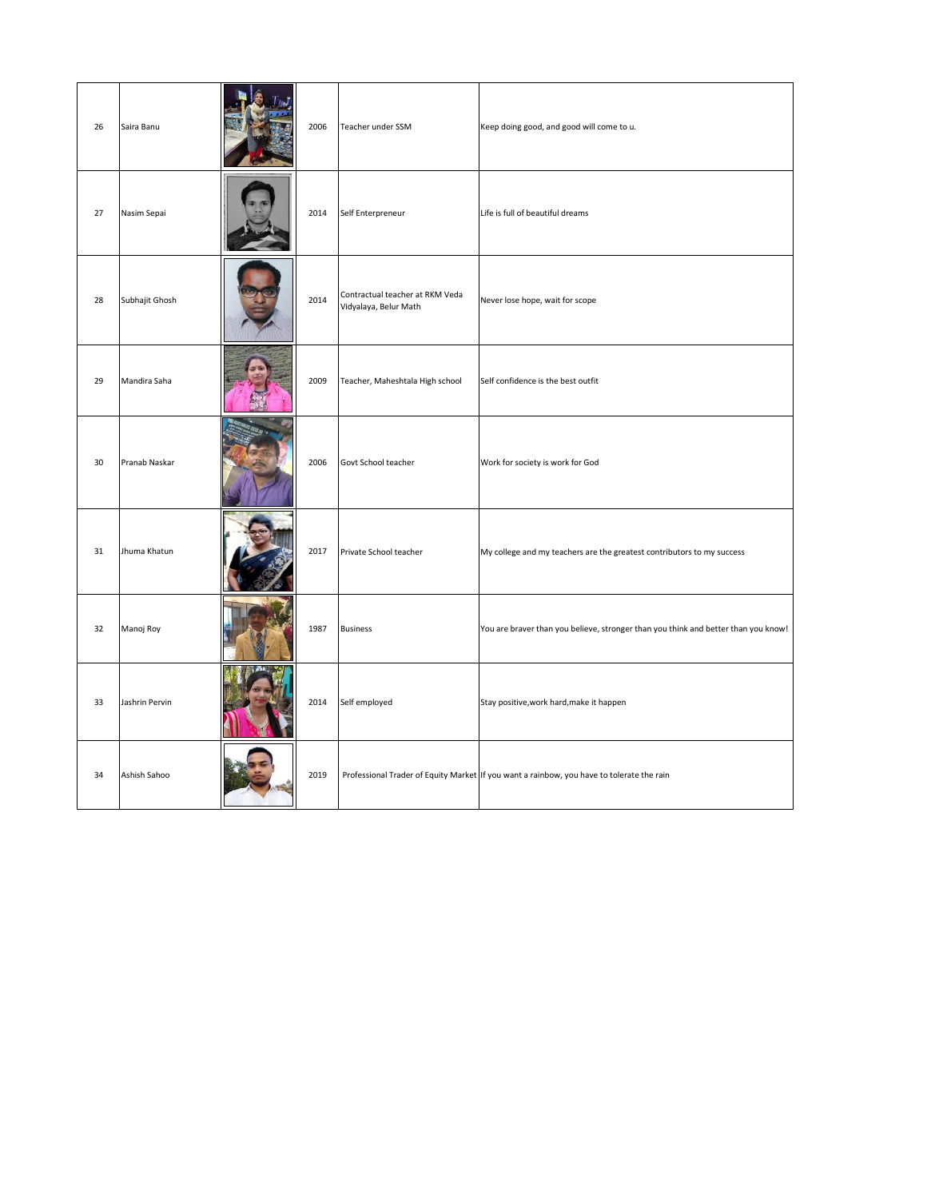| | | | | | |
|---|---|---|---|---|---|
| 26 | Saira Banu | | 2006 | Teacher under SSM | Keep doing good, and good will come to u. |
| 27 | Nasim Sepai | | 2014 | Self Enterpreneur | Life is full of beautiful dreams |
| 28 | Subhajit Ghosh | | 2014 | Contractual teacher at RKM Veda Vidyalaya, Belur Math | Never lose hope, wait for scope |
| 29 | Mandira Saha | | 2009 | Teacher, Maheshtala High school | Self confidence is the best outfit |
| 30 | Pranab Naskar | | 2006 | Govt School teacher | Work for society is work for God |
| 31 | Jhuma Khatun | | 2017 | Private School teacher | My college and my teachers are the greatest contributors to my success |
| 32 | Manoj Roy | | 1987 | Business | You are braver than you believe, stronger than you think and better than you know! |
| 33 | Jashrin Pervin | | 2014 | Self employed | Stay positive,work hard,make it happen |
| 34 | Ashish Sahoo | | 2019 | Professional Trader of Equity Market | If you want a rainbow, you have to tolerate the rain |